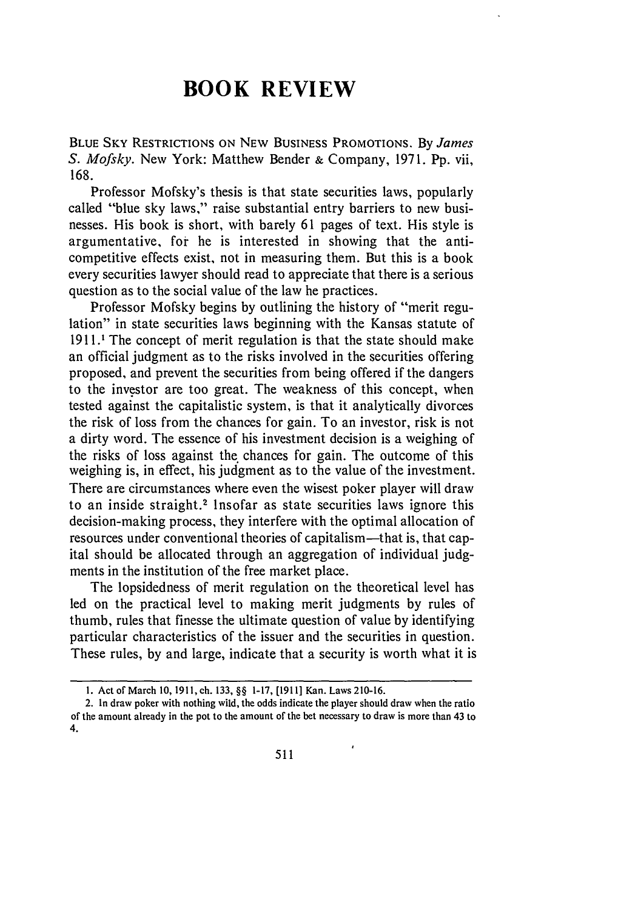# BOOK REVIEW

BLUE SKY RESTRICTIONS ON NEW BUSINESS PROMOTIONS. By *James S. Mofsky*. New York: Matthew Bender & Company, 1971. Pp. vii, 168.

Professor Mofsky's thesis is that state securities laws, popularly called "blue sky laws," raise substantial entry barriers to new businesses. His book is short, with barely 61 pages of text. His style is argumentative, for he is interested in showing that the anticompetitive effects exist, not in measuring them. But this is a book every securities lawyer should read to appreciate that there is a serious question as to the social value of the law he practices.

Professor Mofsky begins by outlining the history of "merit regulation" in state securities laws beginning with the Kansas statute of 1911.[1] The concept of merit regulation is that the state should make an official judgment as to the risks involved in the securities offering proposed, and prevent the securities from being offered if the dangers to the investor are too great. The weakness of this concept, when tested against the capitalistic system, is that it analytically divorces the risk of loss from the chances for gain. To an investor, risk is not a dirty word. The essence of his investment decision is a weighing of the risks of loss against the chances for gain. The outcome of this weighing is, in effect, his judgment as to the value of the investment. There are circumstances where even the wisest poker player will draw to an inside straight.[2] Insofar as state securities laws ignore this decision-making process, they interfere with the optimal allocation of resources under conventional theories of capitalism—that is, that capital should be allocated through an aggregation of individual judgments in the institution of the free market place.

The lopsidedness of merit regulation on the theoretical level has led on the practical level to making merit judgments by rules of thumb, rules that finesse the ultimate question of value by identifying particular characteristics of the issuer and the securities in question. These rules, by and large, indicate that a security is worth what it is

1. Act of March 10, 1911, ch. 133, §§ 1-17, [1911] Kan. Laws 210-16.

2. In draw poker with nothing wild, the odds indicate the player should draw when the ratio of the amount already in the pot to the amount of the bet necessary to draw is more than 43 to 4.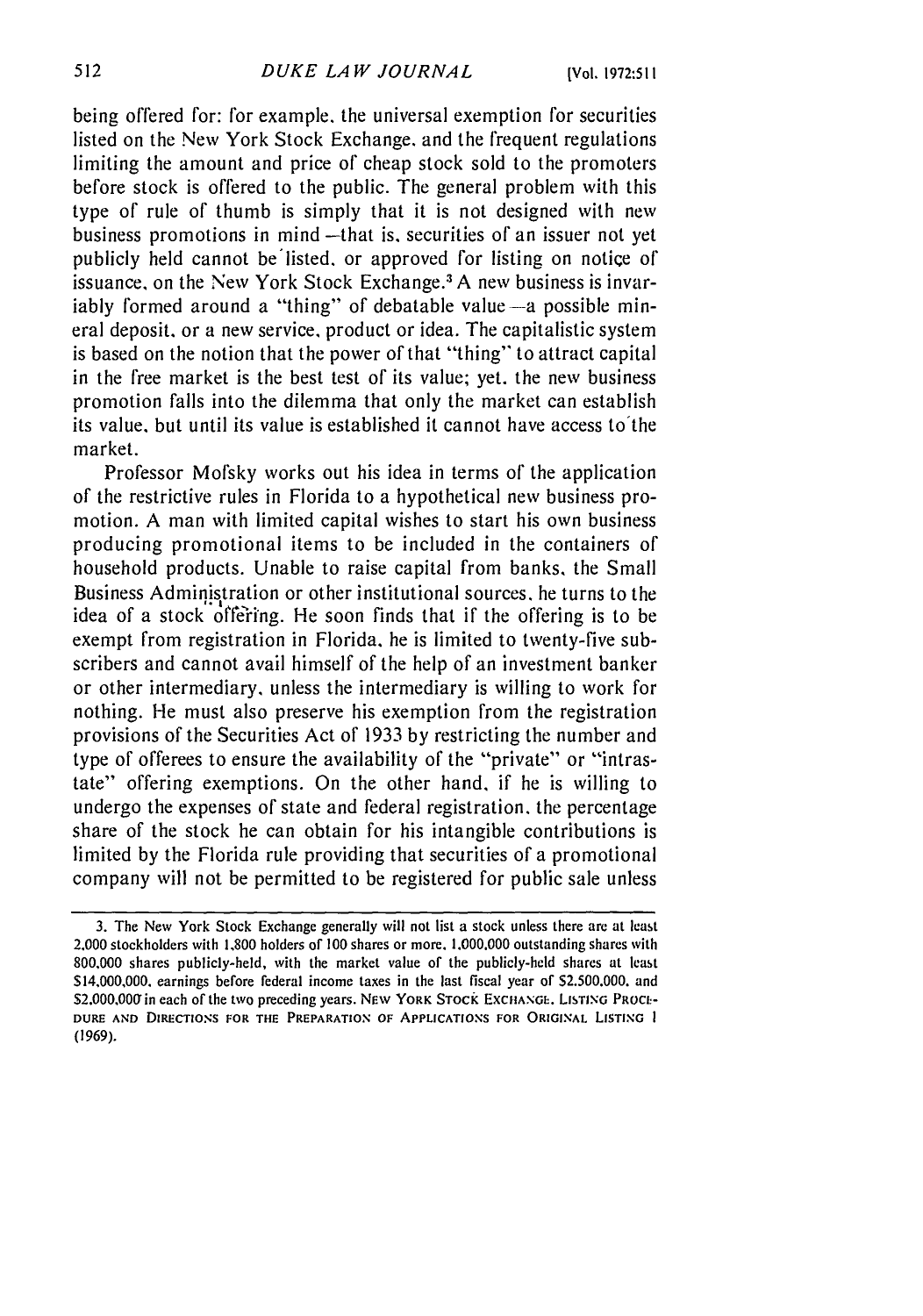being offered for: for example, the universal exemption for securities listed on the New York Stock Exchange, and the frequent regulations limiting the amount and price of cheap stock sold to the promoters before stock is offered to the public. The general problem with this type of rule of thumb is simply that it is not designed with new business promotions in mind—that is, securities of an issuer not yet publicly held cannot be listed, or approved for listing on notice of issuance, on the New York Stock Exchange.[3] A new business is invariably formed around a "thing" of debatable value—a possible mineral deposit, or a new service, product or idea. The capitalistic system is based on the notion that the power of that "thing" to attract capital in the free market is the best test of its value; yet, the new business promotion falls into the dilemma that only the market can establish its value, but until its value is established it cannot have access to the market.

Professor Mofsky works out his idea in terms of the application of the restrictive rules in Florida to a hypothetical new business promotion. A man with limited capital wishes to start his own business producing promotional items to be included in the containers of household products. Unable to raise capital from banks, the Small Business Administration or other institutional sources, he turns to the idea of a stock offering. He soon finds that if the offering is to be exempt from registration in Florida, he is limited to twenty-five subscribers and cannot avail himself of the help of an investment banker or other intermediary, unless the intermediary is willing to work for nothing. He must also preserve his exemption from the registration provisions of the Securities Act of 1933 by restricting the number and type of offerees to ensure the availability of the "private" or "intrastate" offering exemptions. On the other hand, if he is willing to undergo the expenses of state and federal registration, the percentage share of the stock he can obtain for his intangible contributions is limited by the Florida rule providing that securities of a promotional company will not be permitted to be registered for public sale unless

---

3. The New York Stock Exchange generally will not list a stock unless there are at least 2,000 stockholders with 1,800 holders of 100 shares or more, 1,000,000 outstanding shares with 800,000 shares publicly-held, with the market value of the publicly-held shares at least $14,000,000, earnings before federal income taxes in the last fiscal year of $2,500,000, and $2,000,000 in each of the two preceding years. NEW YORK STOCK EXCHANGE, LISTING PROCEDURE AND DIRECTIONS FOR THE PREPARATION OF APPLICATIONS FOR ORIGINAL LISTING 1 (1969).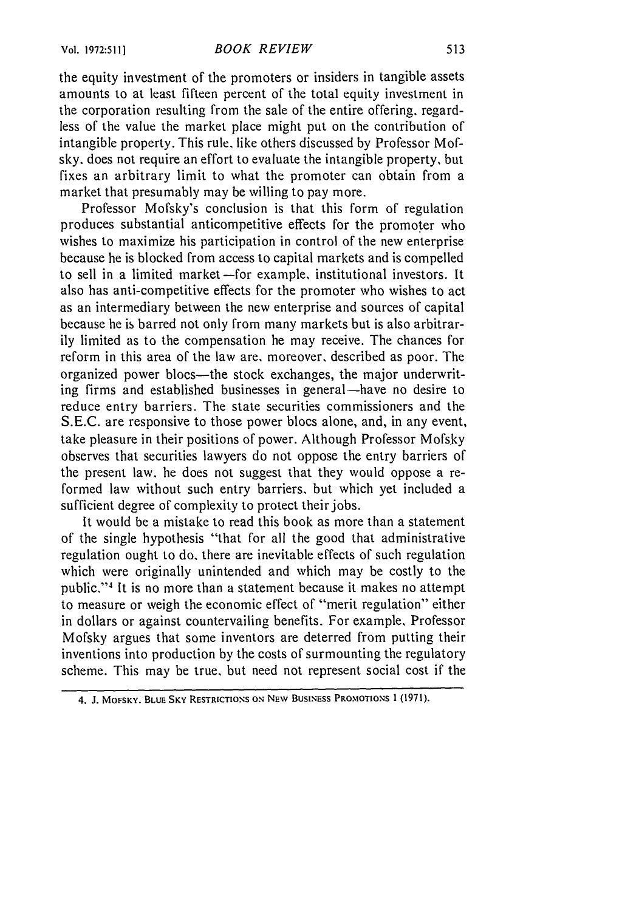the equity investment of the promoters or insiders in tangible assets amounts to at least fifteen percent of the total equity investment in the corporation resulting from the sale of the entire offering, regardless of the value the market place might put on the contribution of intangible property. This rule, like others discussed by Professor Mofsky, does not require an effort to evaluate the intangible property, but fixes an arbitrary limit to what the promoter can obtain from a market that presumably may be willing to pay more.

Professor Mofsky's conclusion is that this form of regulation produces substantial anticompetitive effects for the promoter who wishes to maximize his participation in control of the new enterprise because he is blocked from access to capital markets and is compelled to sell in a limited market—for example, institutional investors. It also has anti-competitive effects for the promoter who wishes to act as an intermediary between the new enterprise and sources of capital because he is barred not only from many markets but is also arbitrarily limited as to the compensation he may receive. The chances for reform in this area of the law are, moreover, described as poor. The organized power blocs—the stock exchanges, the major underwriting firms and established businesses in general—have no desire to reduce entry barriers. The state securities commissioners and the S.E.C. are responsive to those power blocs alone, and, in any event, take pleasure in their positions of power. Although Professor Mofsky observes that securities lawyers do not oppose the entry barriers of the present law, he does not suggest that they would oppose a reformed law without such entry barriers, but which yet included a sufficient degree of complexity to protect their jobs.

It would be a mistake to read this book as more than a statement of the single hypothesis "that for all the good that administrative regulation ought to do, there are inevitable effects of such regulation which were originally unintended and which may be costly to the public."[4] It is no more than a statement because it makes no attempt to measure or weigh the economic effect of "merit regulation" either in dollars or against countervailing benefits. For example, Professor Mofsky argues that some inventors are deterred from putting their inventions into production by the costs of surmounting the regulatory scheme. This may be true, but need not represent social cost if the

4. J. MOFSKY, BLUE SKY RESTRICTIONS ON NEW BUSINESS PROMOTIONS 1 (1971).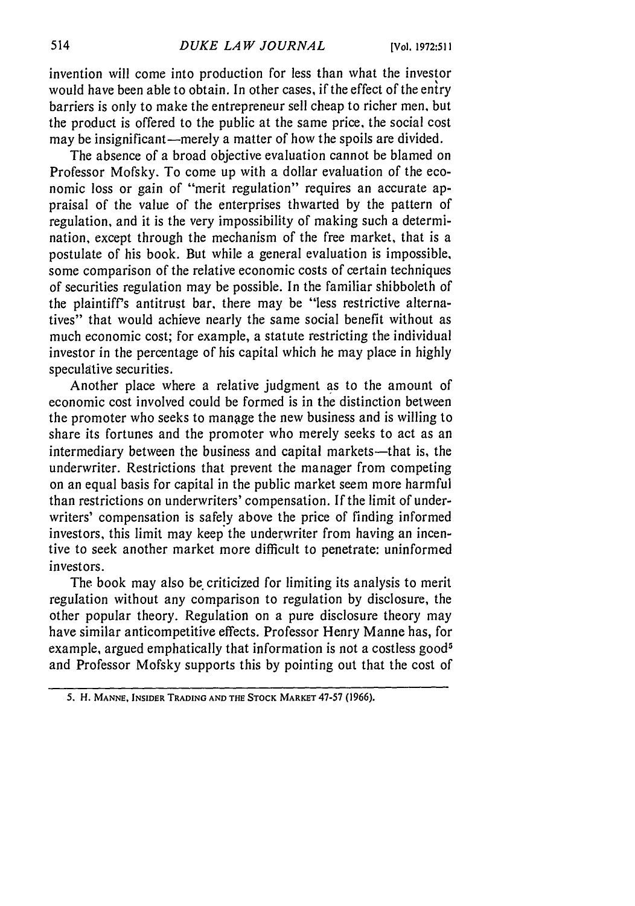invention will come into production for less than what the investor would have been able to obtain. In other cases, if the effect of the entry barriers is only to make the entrepreneur sell cheap to richer men, but the product is offered to the public at the same price, the social cost may be insignificant—merely a matter of how the spoils are divided.

The absence of a broad objective evaluation cannot be blamed on Professor Mofsky. To come up with a dollar evaluation of the economic loss or gain of "merit regulation" requires an accurate appraisal of the value of the enterprises thwarted by the pattern of regulation, and it is the very impossibility of making such a determination, except through the mechanism of the free market, that is a postulate of his book. But while a general evaluation is impossible, some comparison of the relative economic costs of certain techniques of securities regulation may be possible. In the familiar shibboleth of the plaintiff's antitrust bar, there may be "less restrictive alternatives" that would achieve nearly the same social benefit without as much economic cost; for example, a statute restricting the individual investor in the percentage of his capital which he may place in highly speculative securities.

Another place where a relative judgment as to the amount of economic cost involved could be formed is in the distinction between the promoter who seeks to manage the new business and is willing to share its fortunes and the promoter who merely seeks to act as an intermediary between the business and capital markets—that is, the underwriter. Restrictions that prevent the manager from competing on an equal basis for capital in the public market seem more harmful than restrictions on underwriters' compensation. If the limit of underwriters' compensation is safely above the price of finding informed investors, this limit may keep the underwriter from having an incentive to seek another market more difficult to penetrate: uninformed investors.

The book may also be criticized for limiting its analysis to merit regulation without any comparison to regulation by disclosure, the other popular theory. Regulation on a pure disclosure theory may have similar anticompetitive effects. Professor Henry Manne has, for example, argued emphatically that information is not a costless good[5] and Professor Mofsky supports this by pointing out that the cost of

---

5. H. MANNE, INSIDER TRADING AND THE STOCK MARKET 47-57 (1966).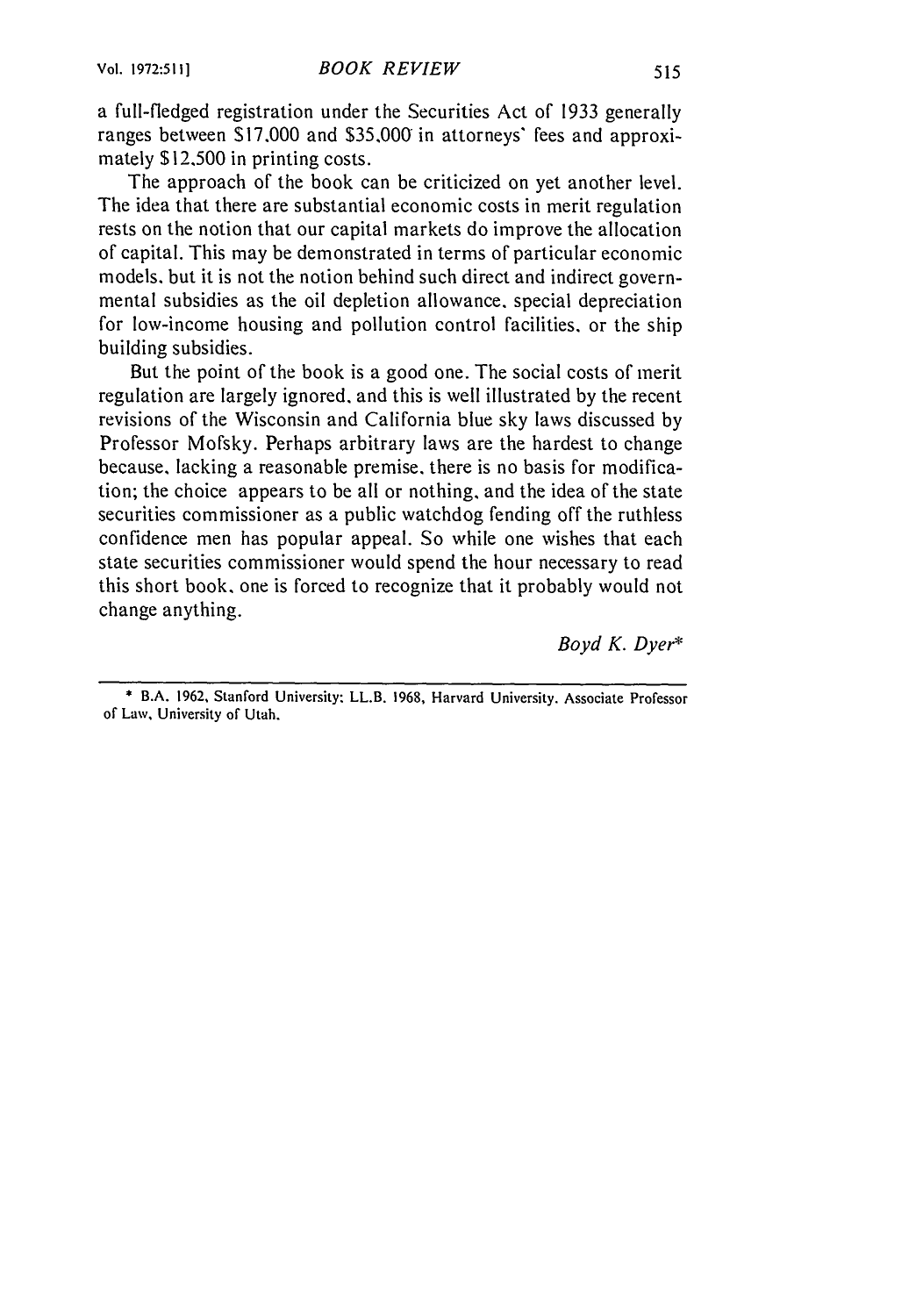a full-fledged registration under the Securities Act of 1933 generally ranges between $17,000 and $35,000 in attorneys' fees and approximately $12,500 in printing costs.

The approach of the book can be criticized on yet another level. The idea that there are substantial economic costs in merit regulation rests on the notion that our capital markets do improve the allocation of capital. This may be demonstrated in terms of particular economic models, but it is not the notion behind such direct and indirect governmental subsidies as the oil depletion allowance, special depreciation for low-income housing and pollution control facilities, or the ship building subsidies.

But the point of the book is a good one. The social costs of merit regulation are largely ignored, and this is well illustrated by the recent revisions of the Wisconsin and California blue sky laws discussed by Professor Mofsky. Perhaps arbitrary laws are the hardest to change because, lacking a reasonable premise, there is no basis for modification; the choice appears to be all or nothing, and the idea of the state securities commissioner as a public watchdog fending off the ruthless confidence men has popular appeal. So while one wishes that each state securities commissioner would spend the hour necessary to read this short book, one is forced to recognize that it probably would not change anything.

*Boyd K. Dyer**

---

\* B.A. 1962, Stanford University; LL.B. 1968, Harvard University. Associate Professor of Law, University of Utah.